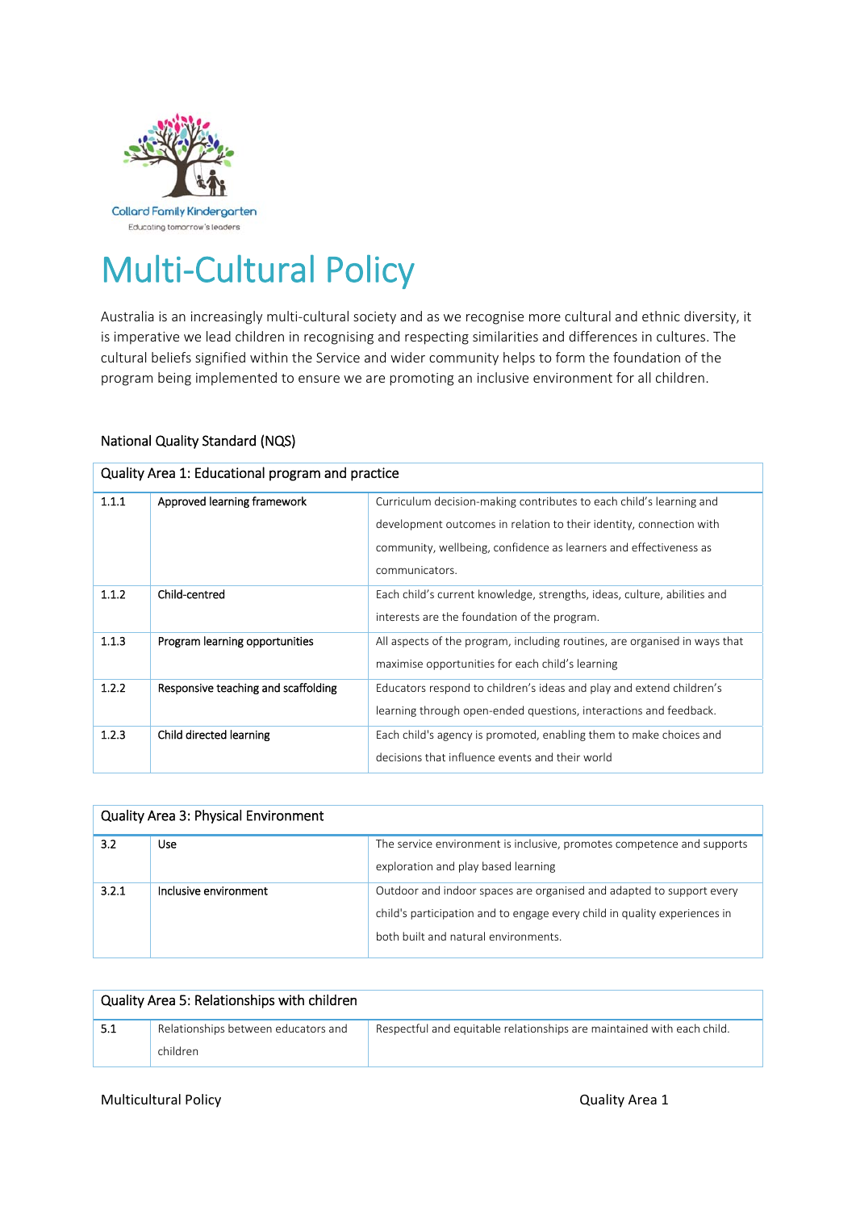Collard Family Kindergarten
Educating tomorrow's leaders

# Multi-Cultural Policy

Australia is an increasingly multi-cultural society and as we recognise more cultural and ethnic diversity, it is imperative we lead children in recognising and respecting similarities and differences in cultures. The cultural beliefs signified within the Service and wider community helps to form the foundation of the program being implemented to ensure we are promoting an inclusive environment for all children.

## National Quality Standard (NQS)

| Quality Area 1: Educational program and practice | | |
|---|---|---|
| 1.1.1 | Approved learning framework | Curriculum decision-making contributes to each child's learning and development outcomes in relation to their identity, connection with community, wellbeing, confidence as learners and effectiveness as communicators. |
| 1.1.2 | Child-centred | Each child's current knowledge, strengths, ideas, culture, abilities and interests are the foundation of the program. |
| 1.1.3 | Program learning opportunities | All aspects of the program, including routines, are organised in ways that maximise opportunities for each child's learning |
| 1.2.2 | Responsive teaching and scaffolding | Educators respond to children's ideas and play and extend children's learning through open-ended questions, interactions and feedback. |
| 1.2.3 | Child directed learning | Each child's agency is promoted, enabling them to make choices and decisions that influence events and their world |

| Quality Area 3: Physical Environment | | |
|---|---|---|
| 3.2 | Use | The service environment is inclusive, promotes competence and supports exploration and play based learning |
| 3.2.1 | Inclusive environment | Outdoor and indoor spaces are organised and adapted to support every child's participation and to engage every child in quality experiences in both built and natural environments. |

| Quality Area 5: Relationships with children | | |
|---|---|---|
| 5.1 | Relationships between educators and children | Respectful and equitable relationships are maintained with each child. |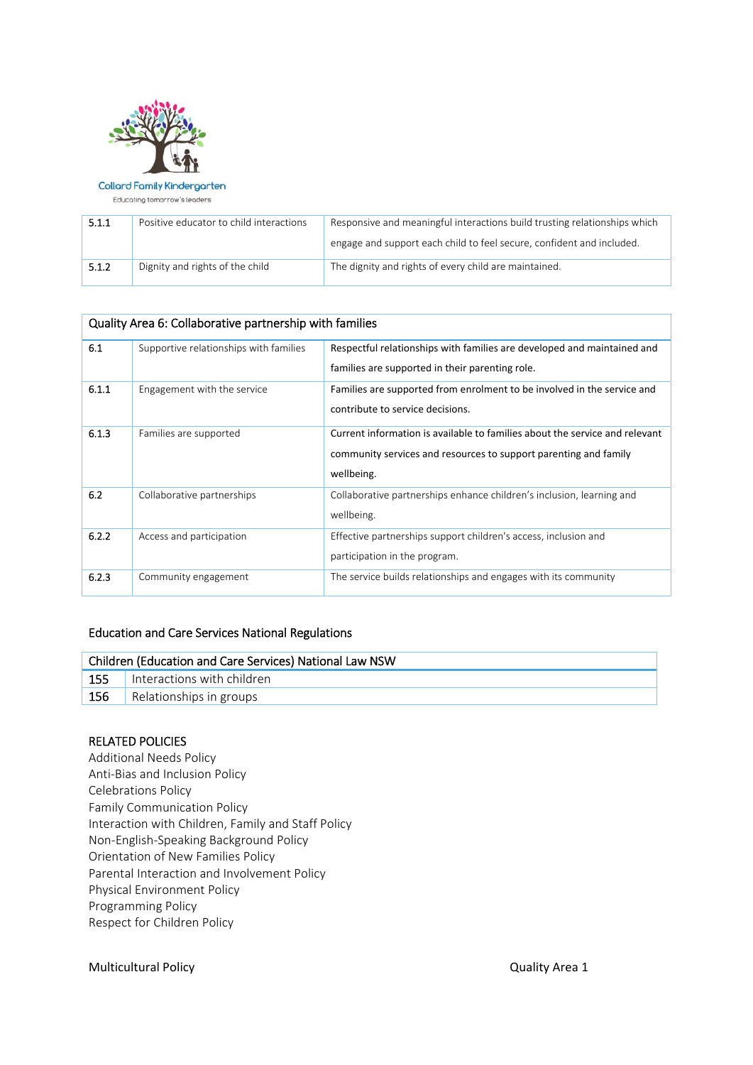| 5.1.1 | Positive educator to child interactions | Responsive and meaningful interactions build trusting relationships which engage and support each child to feel secure, confident and included. |
|---|---|---|
| 5.1.2 | Dignity and rights of the child | The dignity and rights of every child are maintained. |

| Quality Area 6: Collaborative partnership with families | | |
|---|---|---|
| 6.1 | Supportive relationships with families | Respectful relationships with families are developed and maintained and families are supported in their parenting role. |
| 6.1.1 | Engagement with the service | Families are supported from enrolment to be involved in the service and contribute to service decisions. |
| 6.1.3 | Families are supported | Current information is available to families about the service and relevant community services and resources to support parenting and family wellbeing. |
| 6.2 | Collaborative partnerships | Collaborative partnerships enhance children's inclusion, learning and wellbeing. |
| 6.2.2 | Access and participation | Effective partnerships support children's access, inclusion and participation in the program. |
| 6.2.3 | Community engagement | The service builds relationships and engages with its community |

## Education and Care Services National Regulations

| Children (Education and Care Services) National Law NSW | |
|---|---|
| 155 | Interactions with children |
| 156 | Relationships in groups |

## RELATED POLICIES

Additional Needs Policy
Anti-Bias and Inclusion Policy
Celebrations Policy
Family Communication Policy
Interaction with Children, Family and Staff Policy
Non-English-Speaking Background Policy
Orientation of New Families Policy
Parental Interaction and Involvement Policy
Physical Environment Policy
Programming Policy
Respect for Children Policy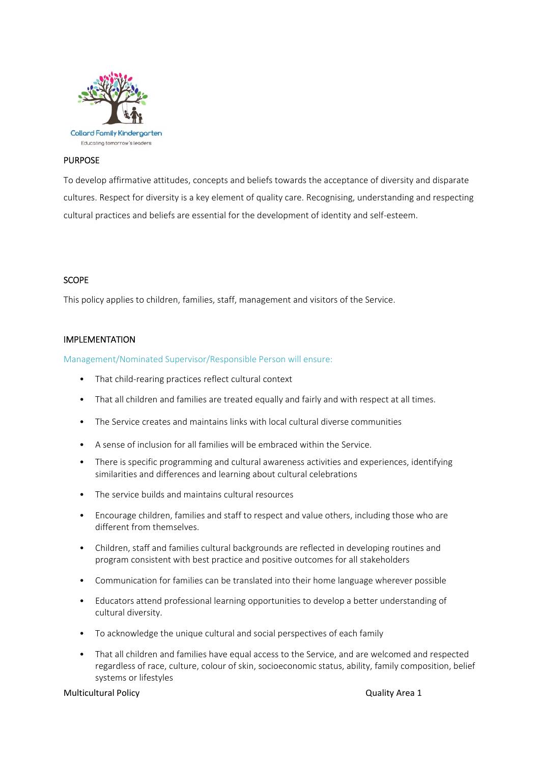Collard Family Kindergarten
Educating tomorrow's leaders

## PURPOSE

To develop affirmative attitudes, concepts and beliefs towards the acceptance of diversity and disparate cultures. Respect for diversity is a key element of quality care. Recognising, understanding and respecting cultural practices and beliefs are essential for the development of identity and self-esteem.

## SCOPE

This policy applies to children, families, staff, management and visitors of the Service.

## IMPLEMENTATION

### Management/Nominated Supervisor/Responsible Person will ensure:

- That child-rearing practices reflect cultural context
- That all children and families are treated equally and fairly and with respect at all times.
- The Service creates and maintains links with local cultural diverse communities
- A sense of inclusion for all families will be embraced within the Service.
- There is specific programming and cultural awareness activities and experiences, identifying similarities and differences and learning about cultural celebrations
- The service builds and maintains cultural resources
- Encourage children, families and staff to respect and value others, including those who are different from themselves.
- Children, staff and families cultural backgrounds are reflected in developing routines and program consistent with best practice and positive outcomes for all stakeholders
- Communication for families can be translated into their home language wherever possible
- Educators attend professional learning opportunities to develop a better understanding of cultural diversity.
- To acknowledge the unique cultural and social perspectives of each family
- That all children and families have equal access to the Service, and are welcomed and respected regardless of race, culture, colour of skin, socioeconomic status, ability, family composition, belief systems or lifestyles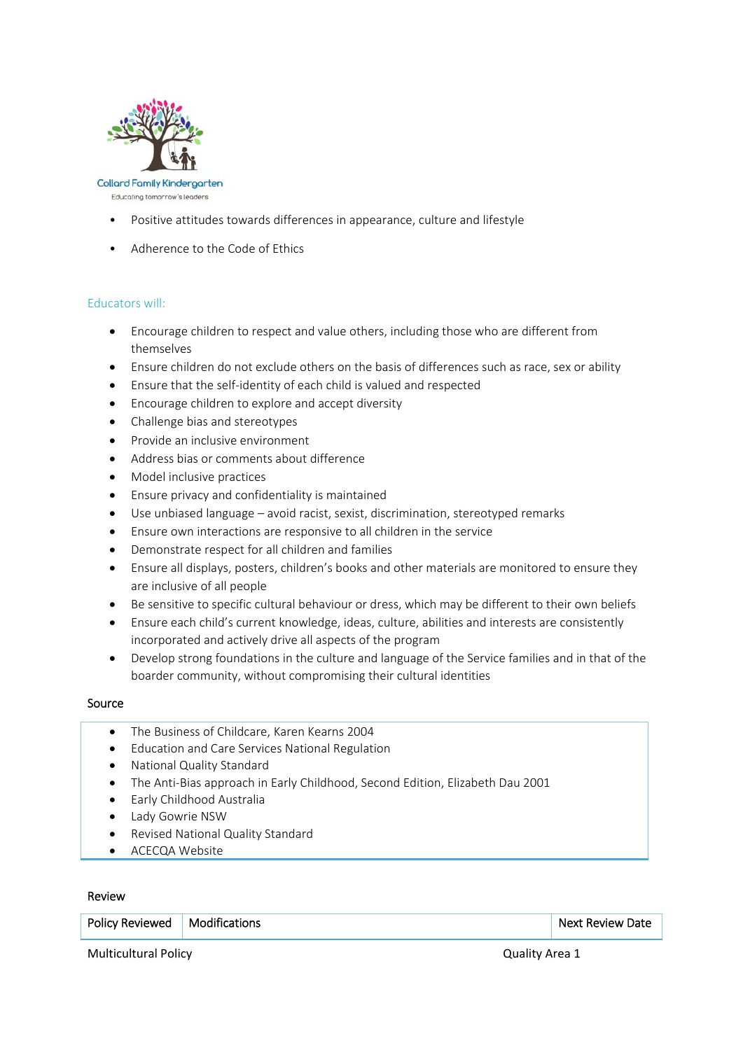- Positive attitudes towards differences in appearance, culture and lifestyle
- Adherence to the Code of Ethics

### Educators will:

- Encourage children to respect and value others, including those who are different from themselves
- Ensure children do not exclude others on the basis of differences such as race, sex or ability
- Ensure that the self-identity of each child is valued and respected
- Encourage children to explore and accept diversity
- Challenge bias and stereotypes
- Provide an inclusive environment
- Address bias or comments about difference
- Model inclusive practices
- Ensure privacy and confidentiality is maintained
- Use unbiased language – avoid racist, sexist, discrimination, stereotyped remarks
- Ensure own interactions are responsive to all children in the service
- Demonstrate respect for all children and families
- Ensure all displays, posters, children's books and other materials are monitored to ensure they are inclusive of all people
- Be sensitive to specific cultural behaviour or dress, which may be different to their own beliefs
- Ensure each child's current knowledge, ideas, culture, abilities and interests are consistently incorporated and actively drive all aspects of the program
- Develop strong foundations in the culture and language of the Service families and in that of the boarder community, without compromising their cultural identities

### Source

- The Business of Childcare, Karen Kearns 2004
- Education and Care Services National Regulation
- National Quality Standard
- The Anti-Bias approach in Early Childhood, Second Edition, Elizabeth Dau 2001
- Early Childhood Australia
- Lady Gowrie NSW
- Revised National Quality Standard
- ACECQA Website

### Review

| Policy Reviewed | Modifications | Next Review Date |
| --- | --- | --- |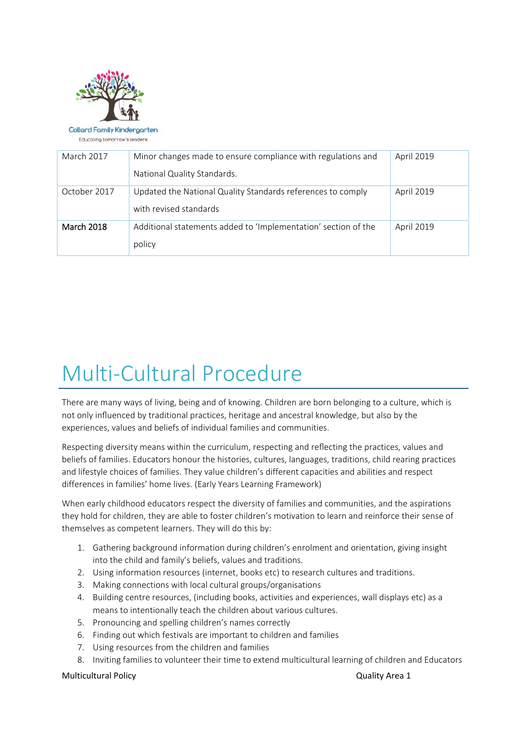| March 2017 | Minor changes made to ensure compliance with regulations and National Quality Standards. | April 2019 |
|---|---|---|
| October 2017 | Updated the National Quality Standards references to comply with revised standards | April 2019 |
| March 2018 | Additional statements added to 'Implementation' section of the policy | April 2019 |

# Multi-Cultural Procedure

There are many ways of living, being and of knowing. Children are born belonging to a culture, which is not only influenced by traditional practices, heritage and ancestral knowledge, but also by the experiences, values and beliefs of individual families and communities.

Respecting diversity means within the curriculum, respecting and reflecting the practices, values and beliefs of families. Educators honour the histories, cultures, languages, traditions, child rearing practices and lifestyle choices of families. They value children's different capacities and abilities and respect differences in families' home lives. (Early Years Learning Framework)

When early childhood educators respect the diversity of families and communities, and the aspirations they hold for children, they are able to foster children's motivation to learn and reinforce their sense of themselves as competent learners. They will do this by:

1. Gathering background information during children's enrolment and orientation, giving insight into the child and family's beliefs, values and traditions.
2. Using information resources (internet, books etc) to research cultures and traditions.
3. Making connections with local cultural groups/organisations
4. Building centre resources, (including books, activities and experiences, wall displays etc) as a means to intentionally teach the children about various cultures.
5. Pronouncing and spelling children's names correctly
6. Finding out which festivals are important to children and families
7. Using resources from the children and families
8. Inviting families to volunteer their time to extend multicultural learning of children and Educators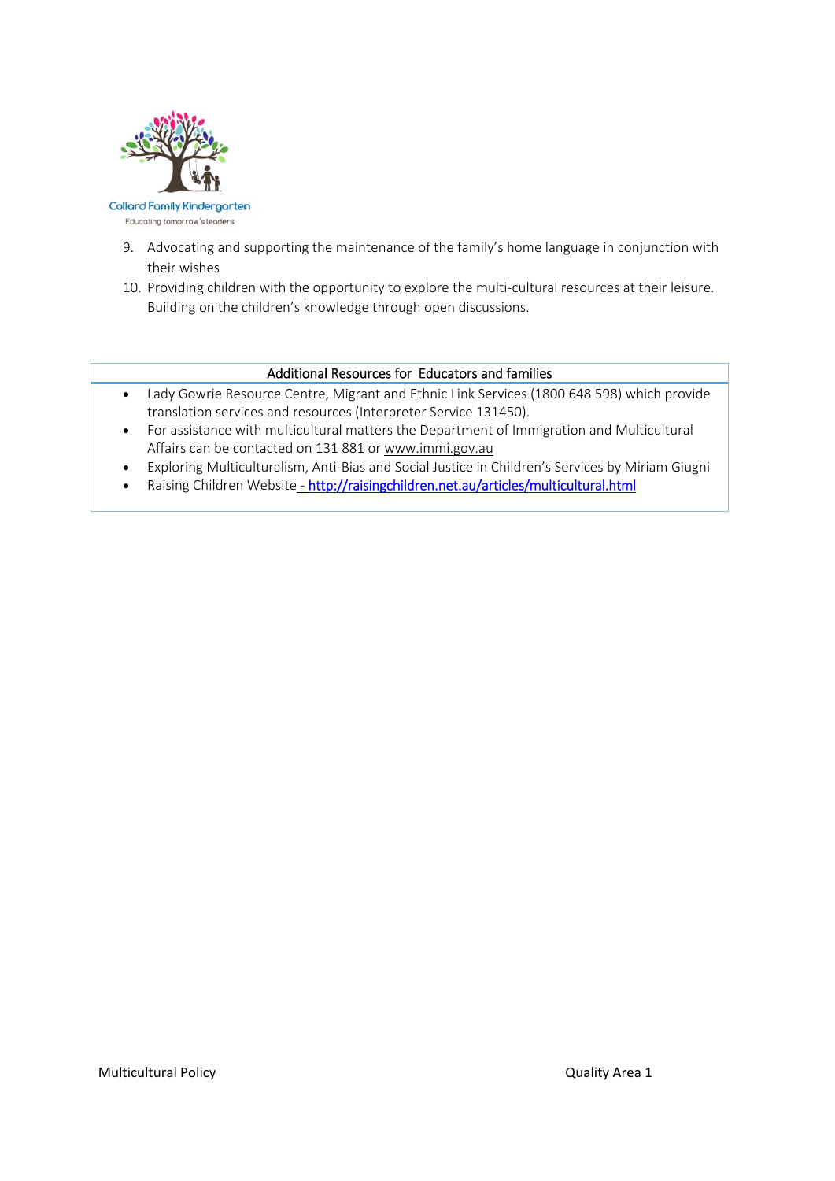9. Advocating and supporting the maintenance of the family's home language in conjunction with their wishes
10. Providing children with the opportunity to explore the multi-cultural resources at their leisure. Building on the children's knowledge through open discussions.

| Additional Resources for Educators and families |
|---|
| • Lady Gowrie Resource Centre, Migrant and Ethnic Link Services (1800 648 598) which provide translation services and resources (Interpreter Service 131450).<br>• For assistance with multicultural matters the Department of Immigration and Multicultural Affairs can be contacted on 131 881 or www.immi.gov.au<br>• Exploring Multiculturalism, Anti-Bias and Social Justice in Children's Services by Miriam Giugni<br>• Raising Children Website - http://raisingchildren.net.au/articles/multicultural.html |